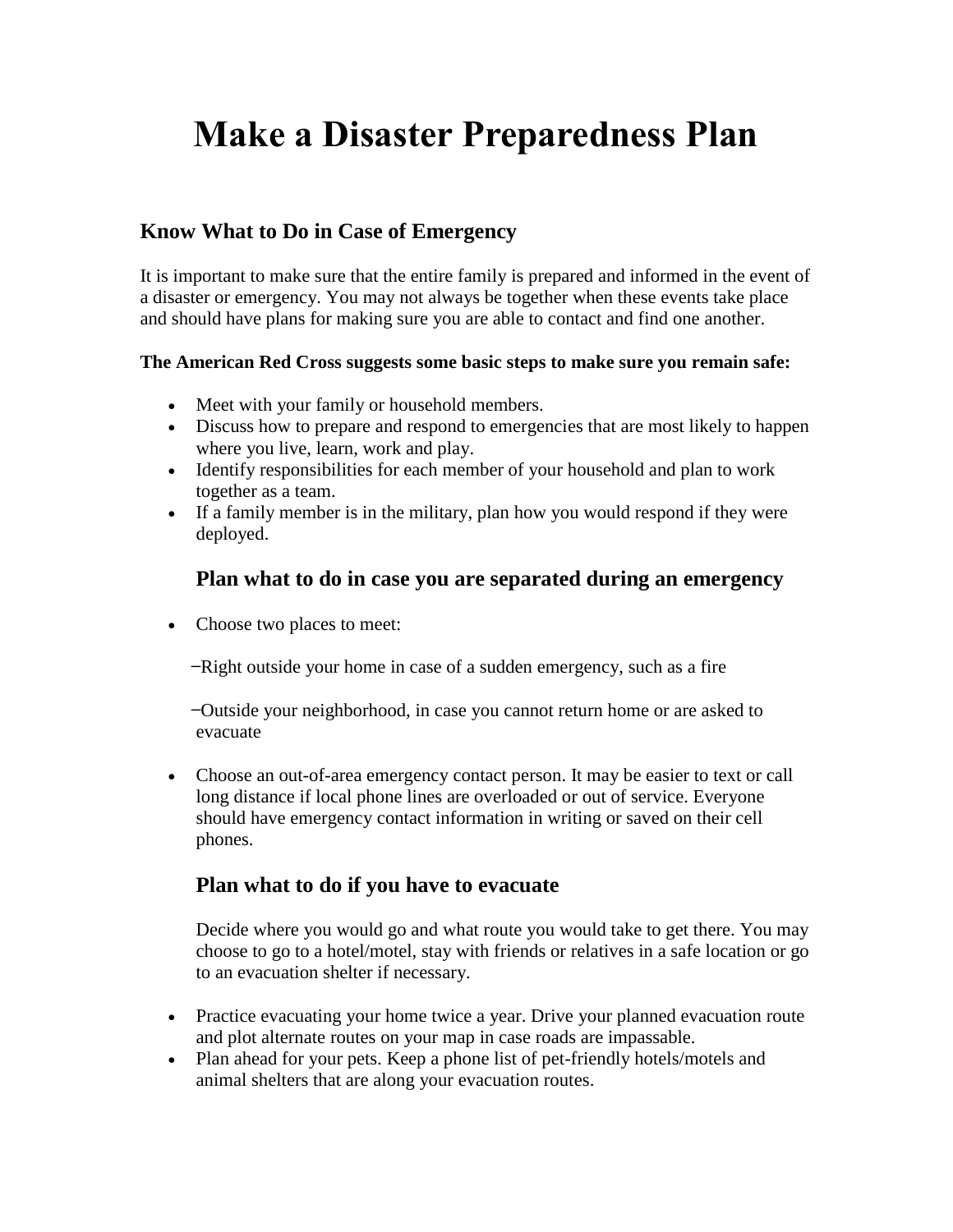# Make a Disaster Preparedness Plan

## Know What to Do in Case of Emergency

It is important to make sure that the entire family is prepared and informed in the event of a disaster or emergency. You may not always be together when these events take place and should have plans for making sure you are able to contact and find one another.

**The American Red Cross suggests some basic steps to make sure you remain safe:**

- Meet with your family or household members.
- Discuss how to prepare and respond to emergencies that are most likely to happen where you live, learn, work and play.
- Identify responsibilities for each member of your household and plan to work together as a team.
- If a family member is in the military, plan how you would respond if they were deployed.

### Plan what to do in case you are separated during an emergency

- Choose two places to meet:

  –Right outside your home in case of a sudden emergency, such as a fire

  –Outside your neighborhood, in case you cannot return home or are asked to evacuate

- Choose an out-of-area emergency contact person. It may be easier to text or call long distance if local phone lines are overloaded or out of service. Everyone should have emergency contact information in writing or saved on their cell phones.

### Plan what to do if you have to evacuate

Decide where you would go and what route you would take to get there. You may choose to go to a hotel/motel, stay with friends or relatives in a safe location or go to an evacuation shelter if necessary.

- Practice evacuating your home twice a year. Drive your planned evacuation route and plot alternate routes on your map in case roads are impassable.
- Plan ahead for your pets. Keep a phone list of pet-friendly hotels/motels and animal shelters that are along your evacuation routes.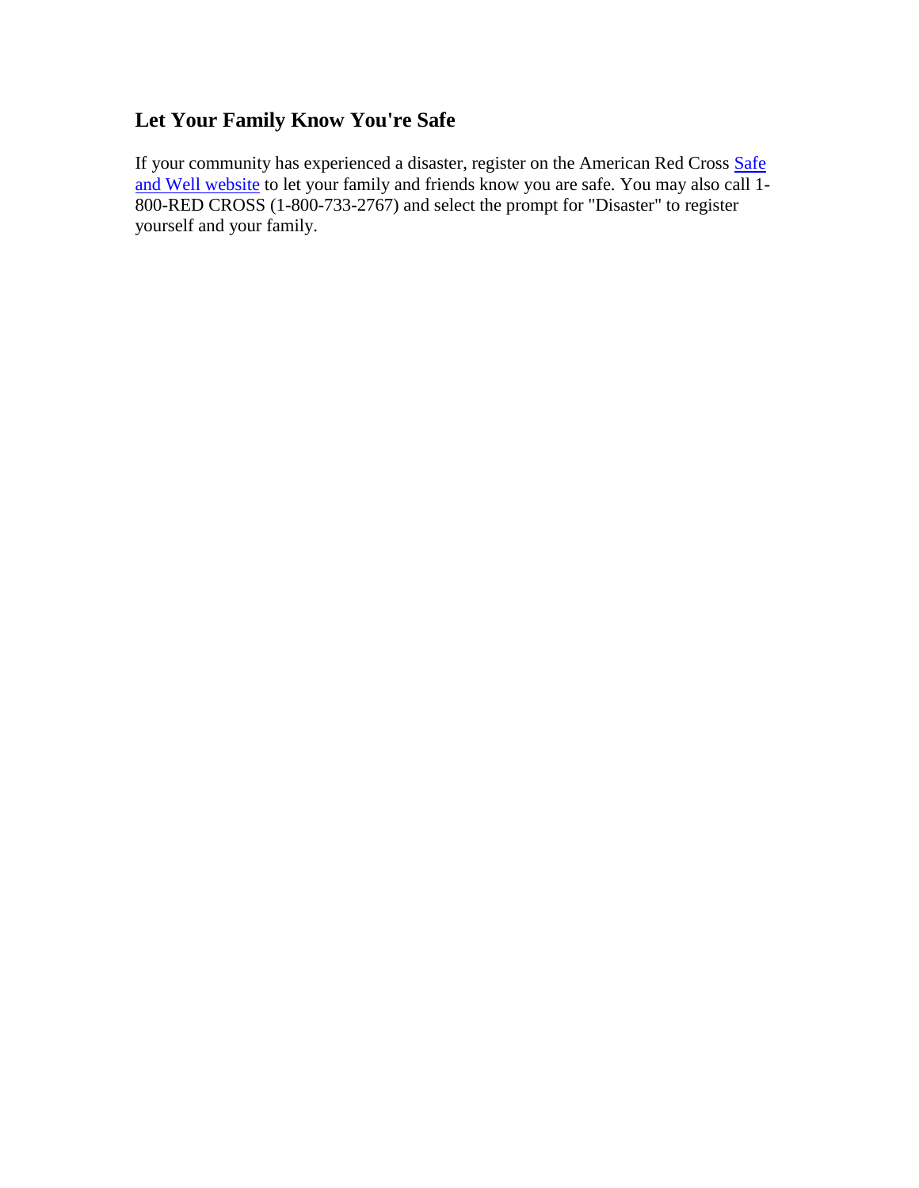## Let Your Family Know You're Safe

If your community has experienced a disaster, register on the American Red Cross Safe and Well website to let your family and friends know you are safe. You may also call 1-800-RED CROSS (1-800-733-2767) and select the prompt for "Disaster" to register yourself and your family.